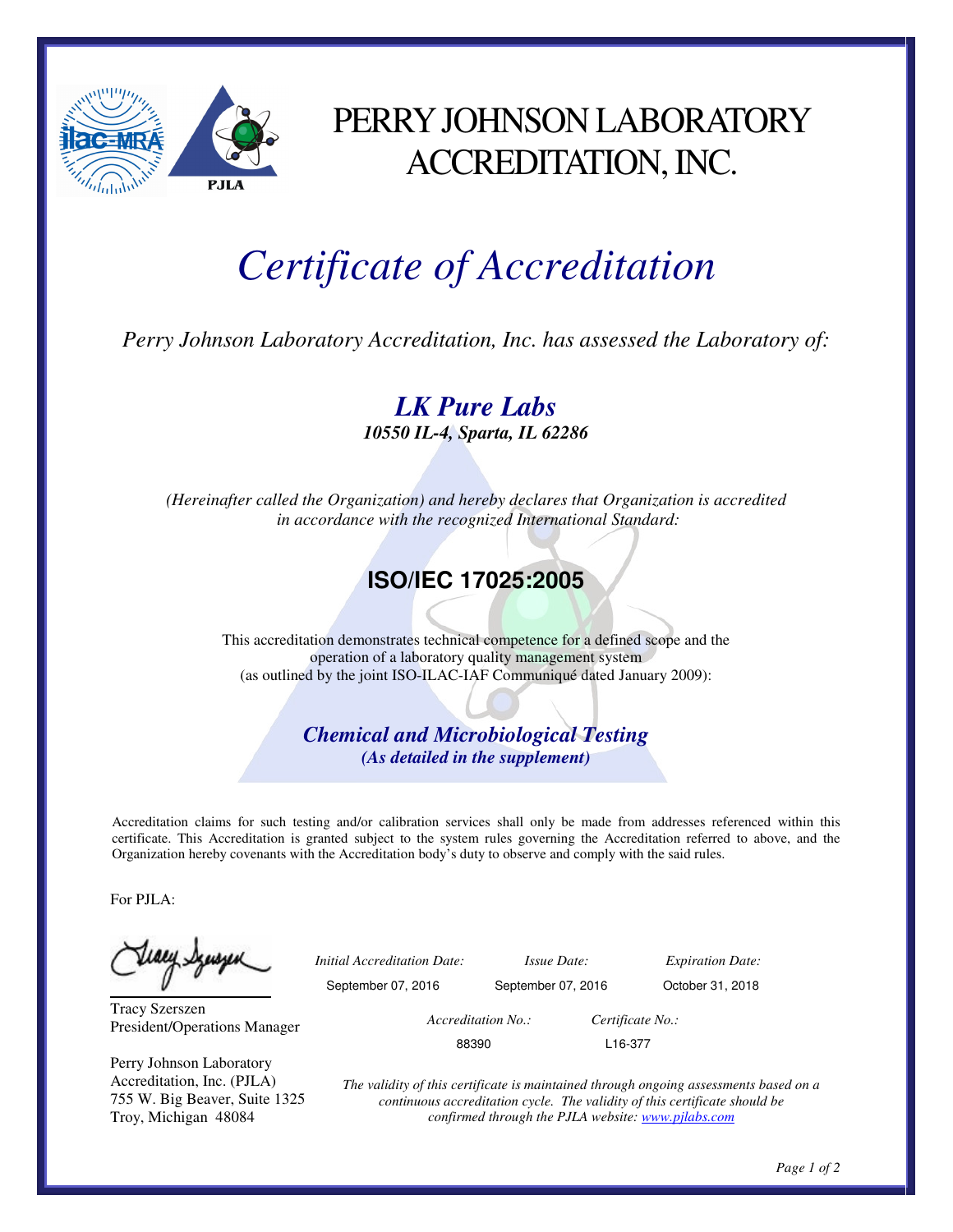# PERRY JOHNSON LABORATORY ACCREDITATION, INC.

# *Certificate of Accreditation*

*Perry Johnson Laboratory Accreditation, Inc. has assessed the Laboratory of:*

## ***LK Pure Labs***

***10550 IL-4, Sparta, IL 62286***

*(Hereinafter called the Organization) and hereby declares that Organization is accredited in accordance with the recognized International Standard:*

## **ISO/IEC 17025:2005**

This accreditation demonstrates technical competence for a defined scope and the operation of a laboratory quality management system (as outlined by the joint ISO-ILAC-IAF Communiqué dated January 2009):

***Chemical and Microbiological Testing***

***(As detailed in the supplement)***

Accreditation claims for such testing and/or calibration services shall only be made from addresses referenced within this certificate. This Accreditation is granted subject to the system rules governing the Accreditation referred to above, and the Organization hereby covenants with the Accreditation body's duty to observe and comply with the said rules.

For PJLA:

Tracy Szerszen
President/Operations Manager

Perry Johnson Laboratory Accreditation, Inc. (PJLA)
755 W. Big Beaver, Suite 1325
Troy, Michigan 48084

| *Initial Accreditation Date:* | *Issue Date:* | *Expiration Date:* |
| --- | --- | --- |
| September 07, 2016 | September 07, 2016 | October 31, 2018 |

| *Accreditation No.:* | *Certificate No.:* |
| --- | --- |
| 88390 | L16-377 |

*The validity of this certificate is maintained through ongoing assessments based on a continuous accreditation cycle. The validity of this certificate should be confirmed through the PJLA website: www.pjlabs.com*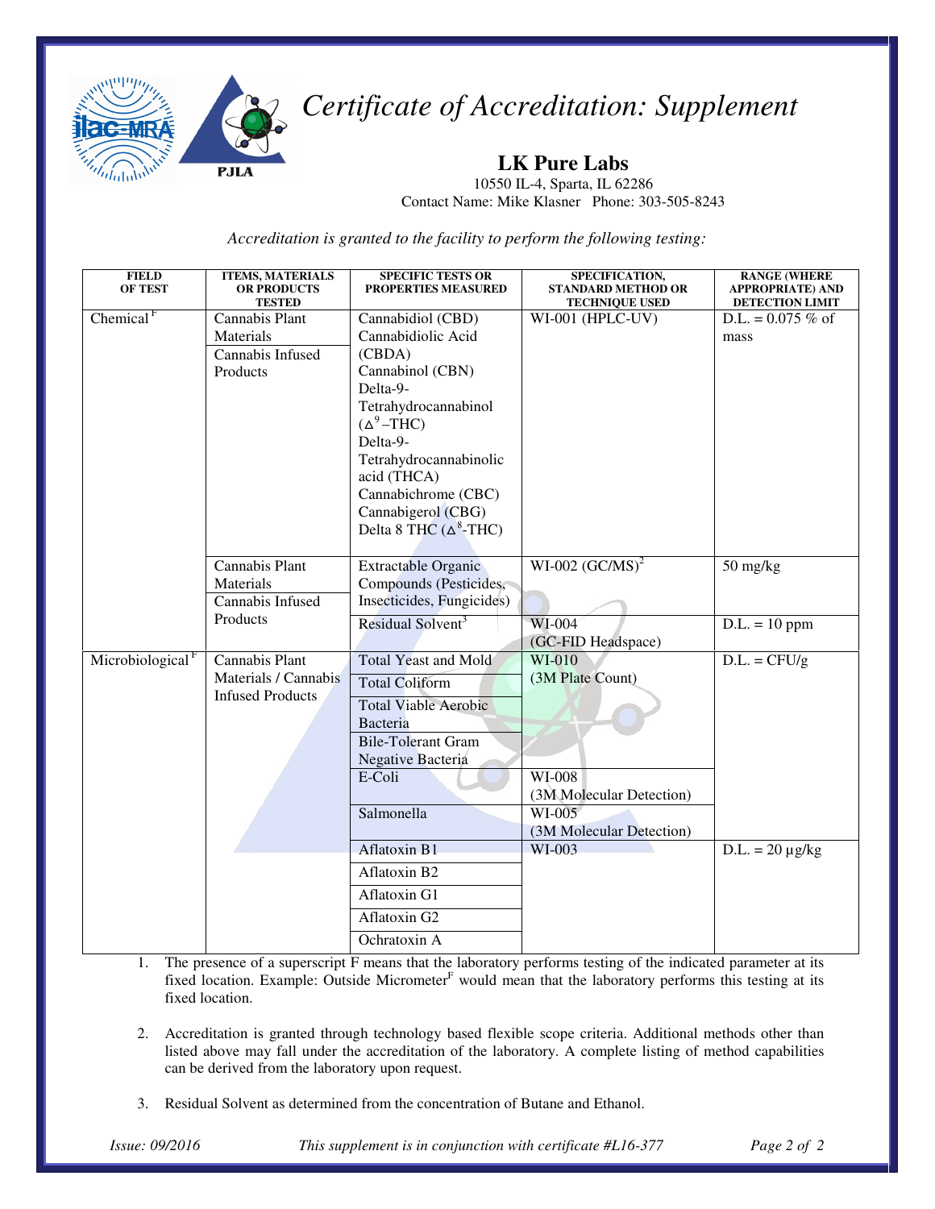# *Certificate of Accreditation: Supplement*

## LK Pure Labs

10550 IL-4, Sparta, IL 62286
Contact Name: Mike Klasner Phone: 303-505-8243

*Accreditation is granted to the facility to perform the following testing:*

| FIELD OF TEST | ITEMS, MATERIALS OR PRODUCTS TESTED | SPECIFIC TESTS OR PROPERTIES MEASURED | SPECIFICATION, STANDARD METHOD OR TECHNIQUE USED | RANGE (WHERE APPROPRIATE) AND DETECTION LIMIT |
|---|---|---|---|---|
| Chemical [F] | Cannabis Plant Materials<br>Cannabis Infused Products | Cannabidiol (CBD)<br>Cannabidiolic Acid (CBDA)<br>Cannabinol (CBN)<br>Delta-9-Tetrahydrocannabinol ($\Delta^9$–THC)<br>Delta-9-Tetrahydrocannabinolic acid (THCA)<br>Cannabichrome (CBC)<br>Cannabigerol (CBG)<br>Delta 8 THC ($\Delta^8$-THC) | WI-001 (HPLC-UV) | D.L. = 0.075 % of mass |
| | Cannabis Plant Materials<br>Cannabis Infused Products | Extractable Organic Compounds (Pesticides, Insecticides, Fungicides) | WI-002 (GC/MS)[2] | 50 mg/kg |
| | | Residual Solvent[3] | WI-004 (GC-FID Headspace) | D.L. = 10 ppm |
| Microbiological [F] | Cannabis Plant Materials / Cannabis Infused Products | Total Yeast and Mold | WI-010 (3M Plate Count) | D.L. = CFU/g |
| | | Total Coliform | | |
| | | Total Viable Aerobic Bacteria | | |
| | | Bile-Tolerant Gram Negative Bacteria | | |
| | | E-Coli | WI-008 (3M Molecular Detection) | |
| | | Salmonella | WI-005 (3M Molecular Detection) | |
| | | Aflatoxin B1 | WI-003 | D.L. = 20 µg/kg |
| | | Aflatoxin B2 | | |
| | | Aflatoxin G1 | | |
| | | Aflatoxin G2 | | |
| | | Ochratoxin A | | |

1. The presence of a superscript F means that the laboratory performs testing of the indicated parameter at its fixed location. Example: Outside Micrometer[F] would mean that the laboratory performs this testing at its fixed location.

2. Accreditation is granted through technology based flexible scope criteria. Additional methods other than listed above may fall under the accreditation of the laboratory. A complete listing of method capabilities can be derived from the laboratory upon request.

3. Residual Solvent as determined from the concentration of Butane and Ethanol.

*Issue: 09/2016* *This supplement is in conjunction with certificate #L16-377*